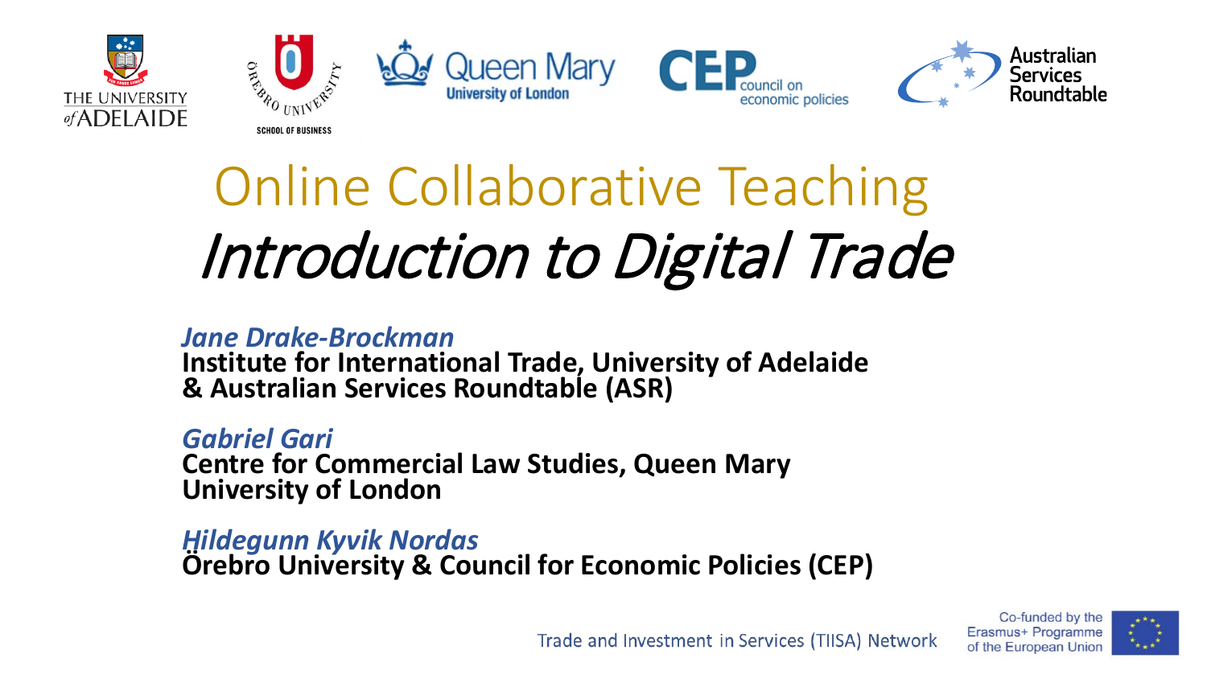# Online Collaborative Teaching

## *Introduction to Digital Trade*

***Jane Drake-Brockman***
**Institute for International Trade, University of Adelaide & Australian Services Roundtable (ASR)**

***Gabriel Gari***
**Centre for Commercial Law Studies, Queen Mary University of London**

***Hildegunn Kyvik Nordas***
**Örebro University & Council for Economic Policies (CEP)**

Trade and Investment in Services (TIISA) Network

Co-funded by the Erasmus+ Programme of the European Union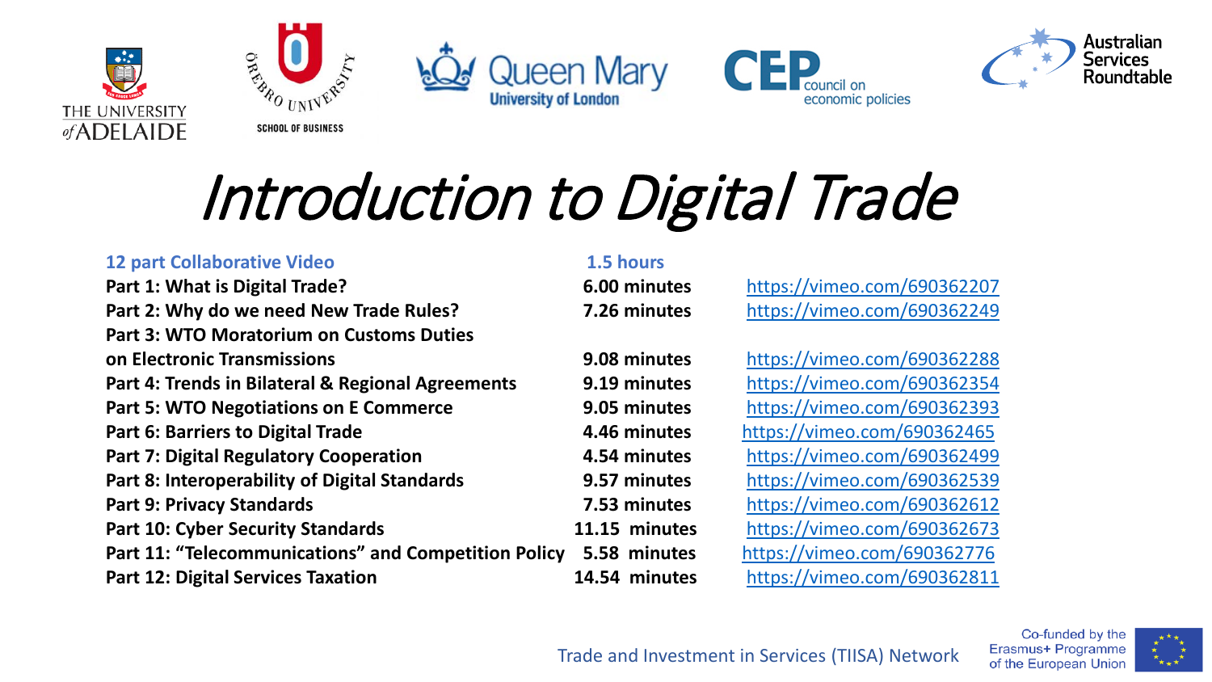# Introduction to Digital Trade

| 12 part Collaborative Video | 1.5 hours | |
|---|---|---|
| Part 1: What is Digital Trade? | 6.00 minutes | https://vimeo.com/690362207 |
| Part 2: Why do we need New Trade Rules? | 7.26 minutes | https://vimeo.com/690362249 |
| Part 3: WTO Moratorium on Customs Duties on Electronic Transmissions | 9.08 minutes | https://vimeo.com/690362288 |
| Part 4: Trends in Bilateral & Regional Agreements | 9.19 minutes | https://vimeo.com/690362354 |
| Part 5: WTO Negotiations on E Commerce | 9.05 minutes | https://vimeo.com/690362393 |
| Part 6: Barriers to Digital Trade | 4.46 minutes | https://vimeo.com/690362465 |
| Part 7: Digital Regulatory Cooperation | 4.54 minutes | https://vimeo.com/690362499 |
| Part 8: Interoperability of Digital Standards | 9.57 minutes | https://vimeo.com/690362539 |
| Part 9: Privacy Standards | 7.53 minutes | https://vimeo.com/690362612 |
| Part 10: Cyber Security Standards | 11.15 minutes | https://vimeo.com/690362673 |
| Part 11: “Telecommunications” and Competition Policy | 5.58 minutes | https://vimeo.com/690362776 |
| Part 12: Digital Services Taxation | 14.54 minutes | https://vimeo.com/690362811 |

Trade and Investment in Services (TIISA) Network

Co-funded by the Erasmus+ Programme of the European Union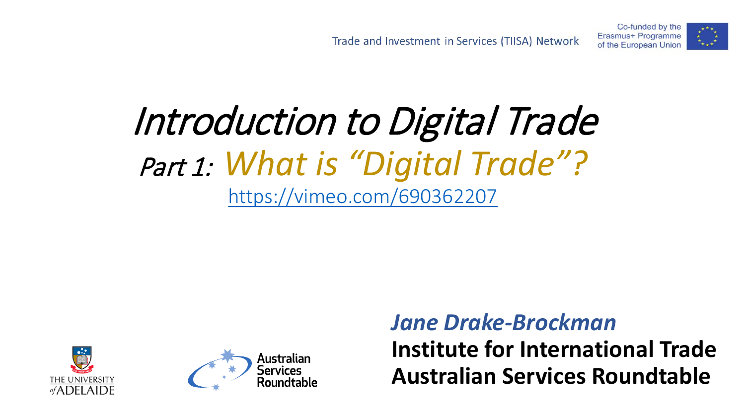Trade and Investment in Services (TIISA) Network

Co-funded by the Erasmus+ Programme of the European Union

# *Introduction to Digital Trade*

## *Part 1: What is "Digital Trade"?*

https://vimeo.com/690362207

THE UNIVERSITY of ADELAIDE

Australian Services Roundtable

***Jane Drake-Brockman***

**Institute for International Trade**

**Australian Services Roundtable**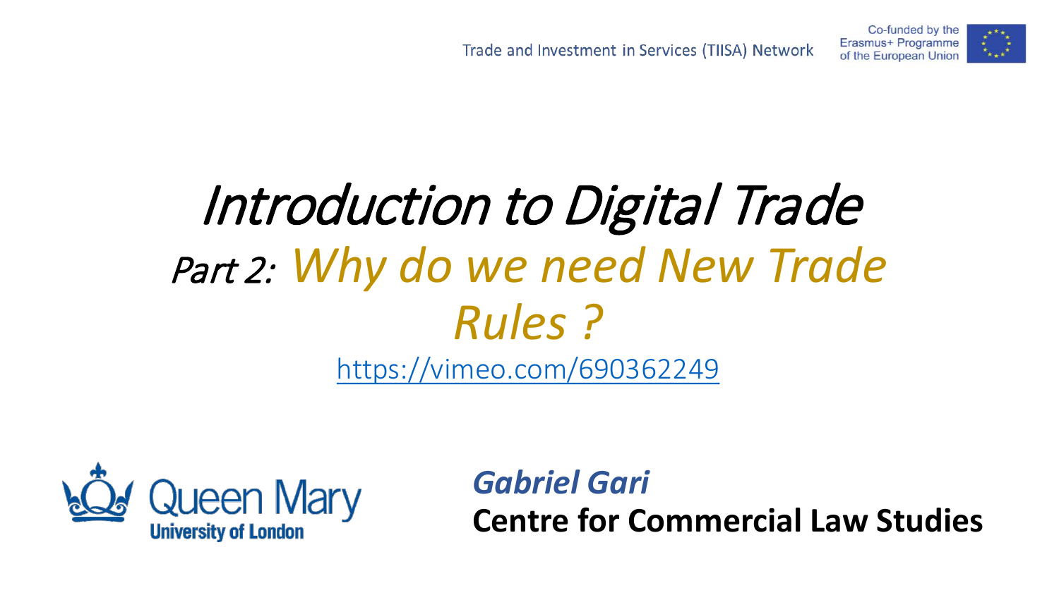Trade and Investment in Services (TIISA) Network

Co-funded by the Erasmus+ Programme of the European Union

# *Introduction to Digital Trade*

## *Part 2: Why do we need New Trade Rules ?*

https://vimeo.com/690362249

Queen Mary University of London

***Gabriel Gari***

**Centre for Commercial Law Studies**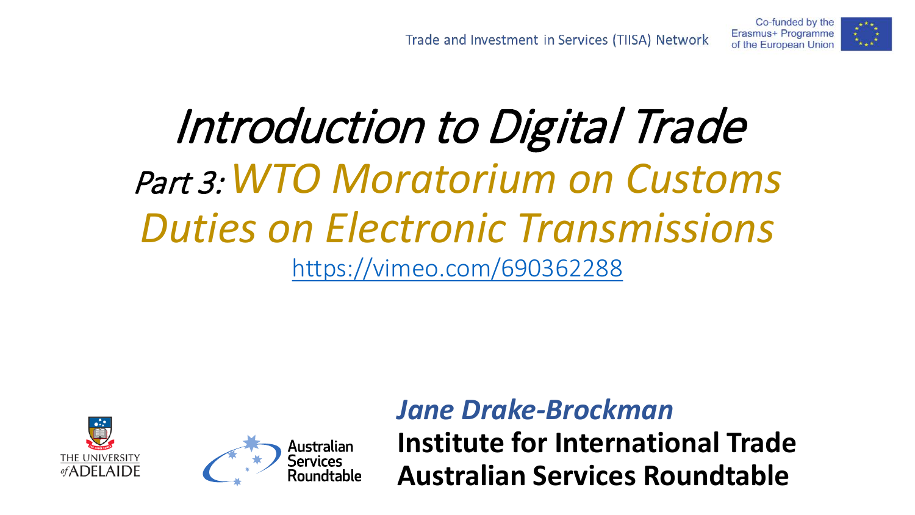Trade and Investment in Services (TIISA) Network

Co-funded by the Erasmus+ Programme of the European Union

# *Introduction to Digital Trade*

## *Part 3: WTO Moratorium on Customs Duties on Electronic Transmissions*

https://vimeo.com/690362288

THE UNIVERSITY of ADELAIDE

Australian Services Roundtable

***Jane Drake-Brockman***

**Institute for International Trade**

**Australian Services Roundtable**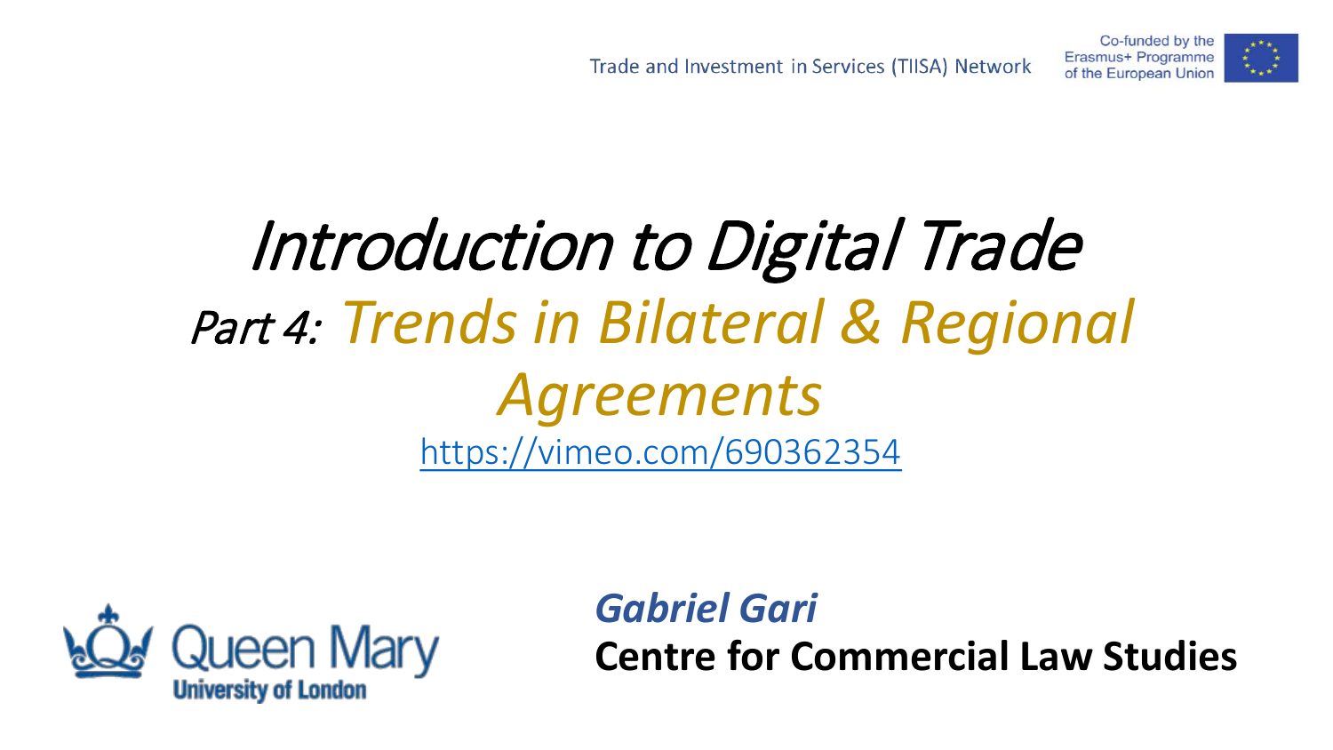Trade and Investment in Services (TIISA) Network

Co-funded by the Erasmus+ Programme of the European Union

# *Introduction to Digital Trade*

## *Part 4: Trends in Bilateral & Regional Agreements*

https://vimeo.com/690362354

Queen Mary University of London

***Gabriel Gari***

**Centre for Commercial Law Studies**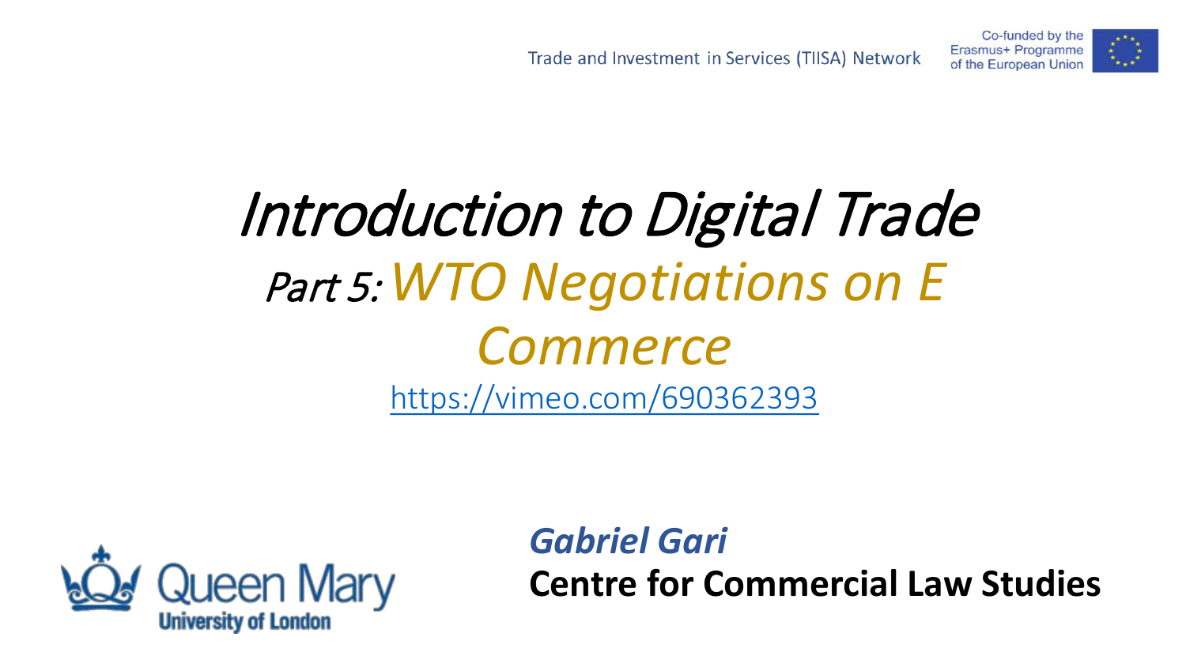Trade and Investment in Services (TIISA) Network

Co-funded by the Erasmus+ Programme of the European Union

# *Introduction to Digital Trade*

## *Part 5: WTO Negotiations on E Commerce*

https://vimeo.com/690362393

***Gabriel Gari***

**Centre for Commercial Law Studies**

Queen Mary University of London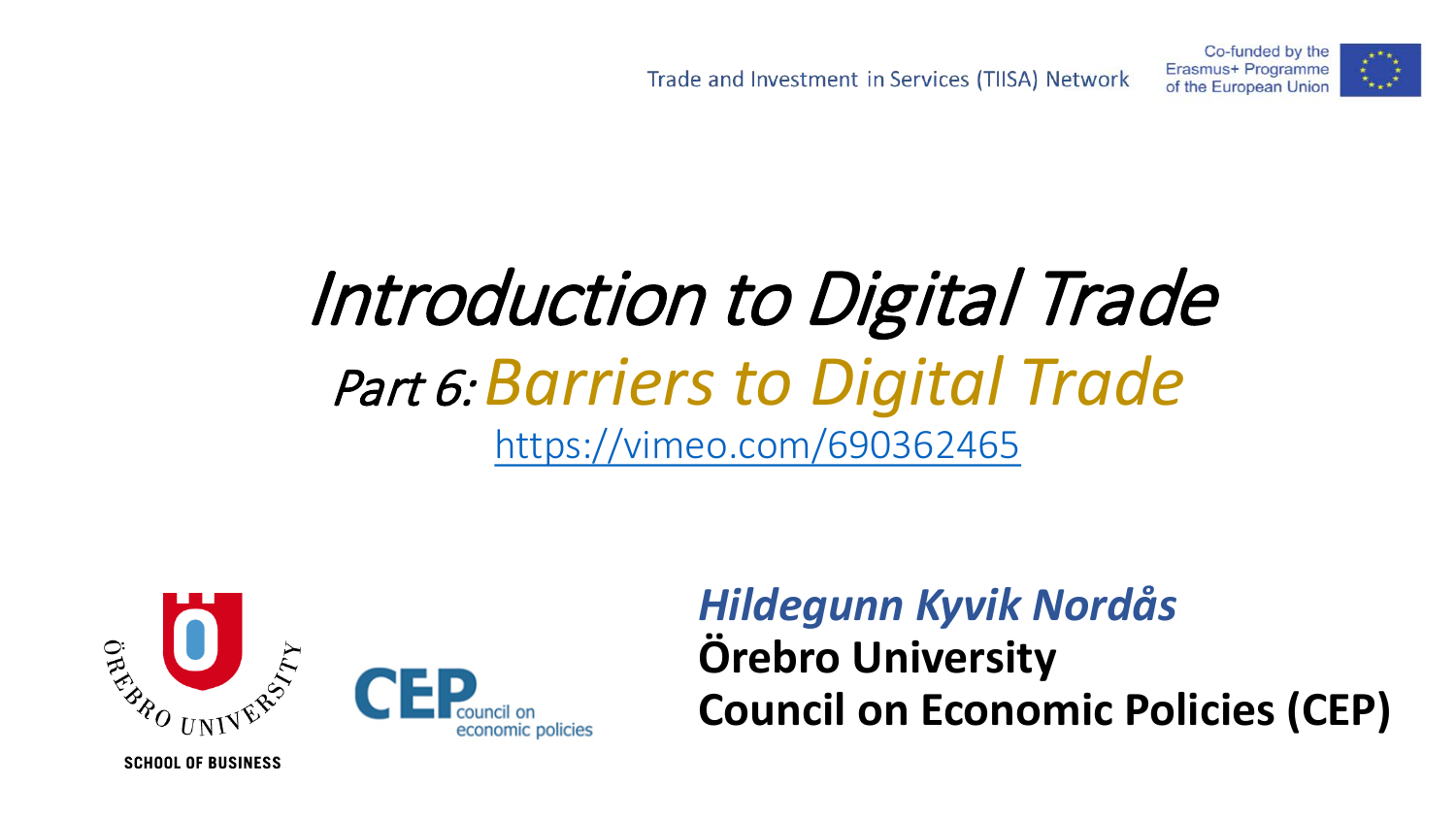Trade and Investment in Services (TIISA) Network

Co-funded by the Erasmus+ Programme of the European Union

# *Introduction to Digital Trade*

## *Part 6: Barriers to Digital Trade*

https://vimeo.com/690362465

ÖREBRO UNIVERSITY SCHOOL OF BUSINESS

CEP council on economic policies

***Hildegunn Kyvik Nordås***
**Örebro University**
**Council on Economic Policies (CEP)**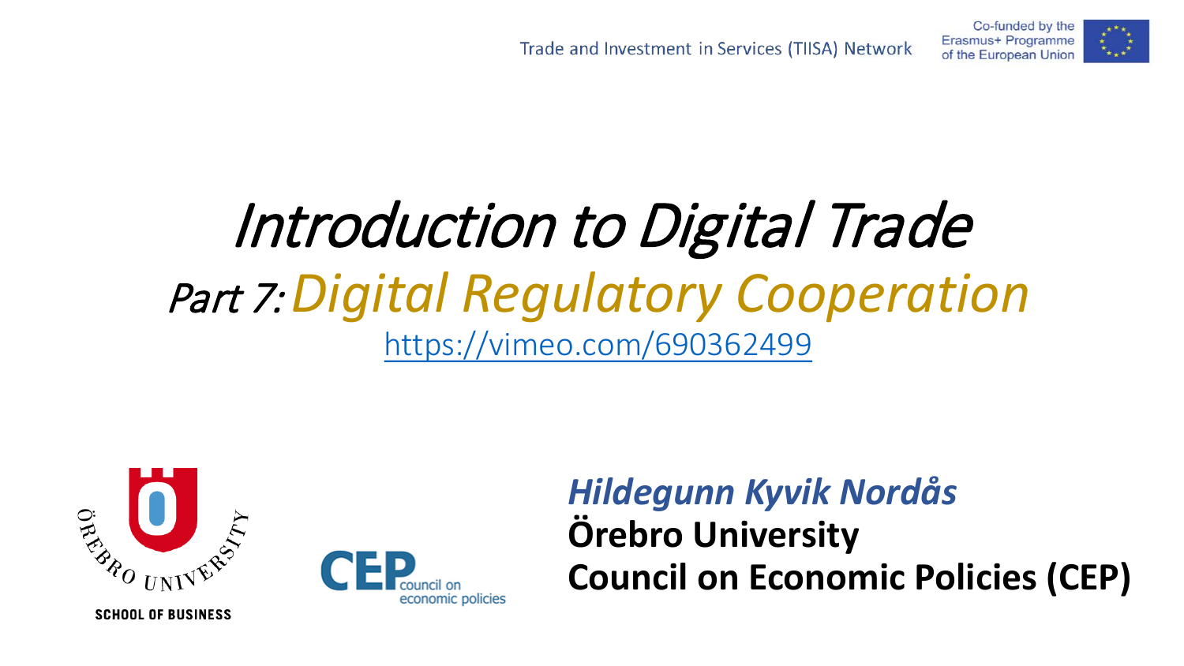Trade and Investment in Services (TIISA) Network

Co-funded by the Erasmus+ Programme of the European Union

# *Introduction to Digital Trade*

## *Part 7: Digital Regulatory Cooperation*

https://vimeo.com/690362499

SCHOOL OF BUSINESS

CEP council on economic policies

***Hildegunn Kyvik Nordås***
**Örebro University**
**Council on Economic Policies (CEP)**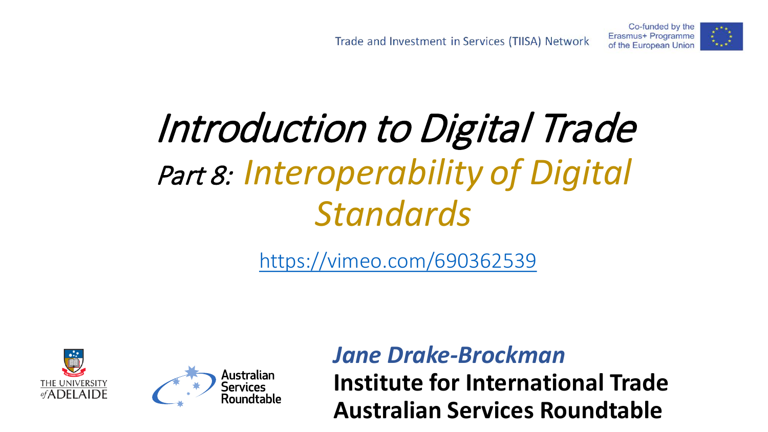Trade and Investment in Services (TIISA) Network

Co-funded by the Erasmus+ Programme of the European Union

# *Introduction to Digital Trade*

## *Part 8: Interoperability of Digital Standards*

https://vimeo.com/690362539

THE UNIVERSITY *of* ADELAIDE

Australian Services Roundtable

***Jane Drake-Brockman***

**Institute for International Trade**

**Australian Services Roundtable**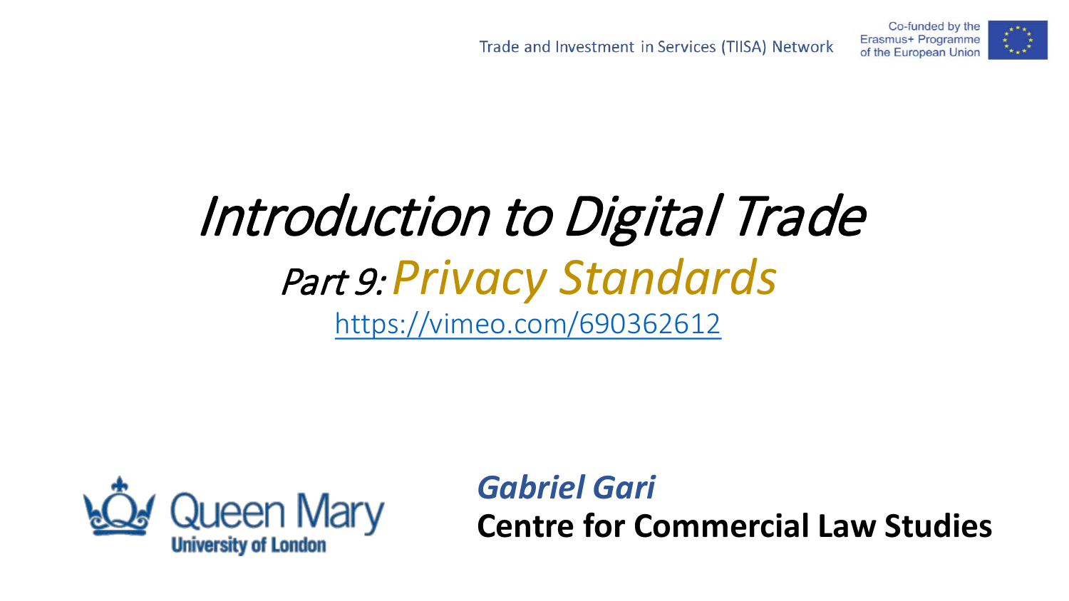Trade and Investment in Services (TIISA) Network

Co-funded by the Erasmus+ Programme of the European Union

# *Introduction to Digital Trade*

## *Part 9: Privacy Standards*

https://vimeo.com/690362612

Queen Mary University of London

***Gabriel Gari***

**Centre for Commercial Law Studies**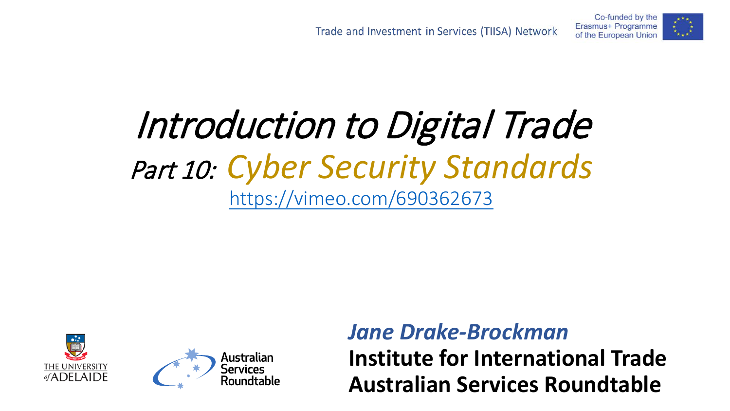Trade and Investment in Services (TIISA) Network

Co-funded by the Erasmus+ Programme of the European Union

# *Introduction to Digital Trade*

## *Part 10: Cyber Security Standards*

https://vimeo.com/690362673

THE UNIVERSITY *of* ADELAIDE

Australian Services Roundtable

***Jane Drake-Brockman***

**Institute for International Trade**

**Australian Services Roundtable**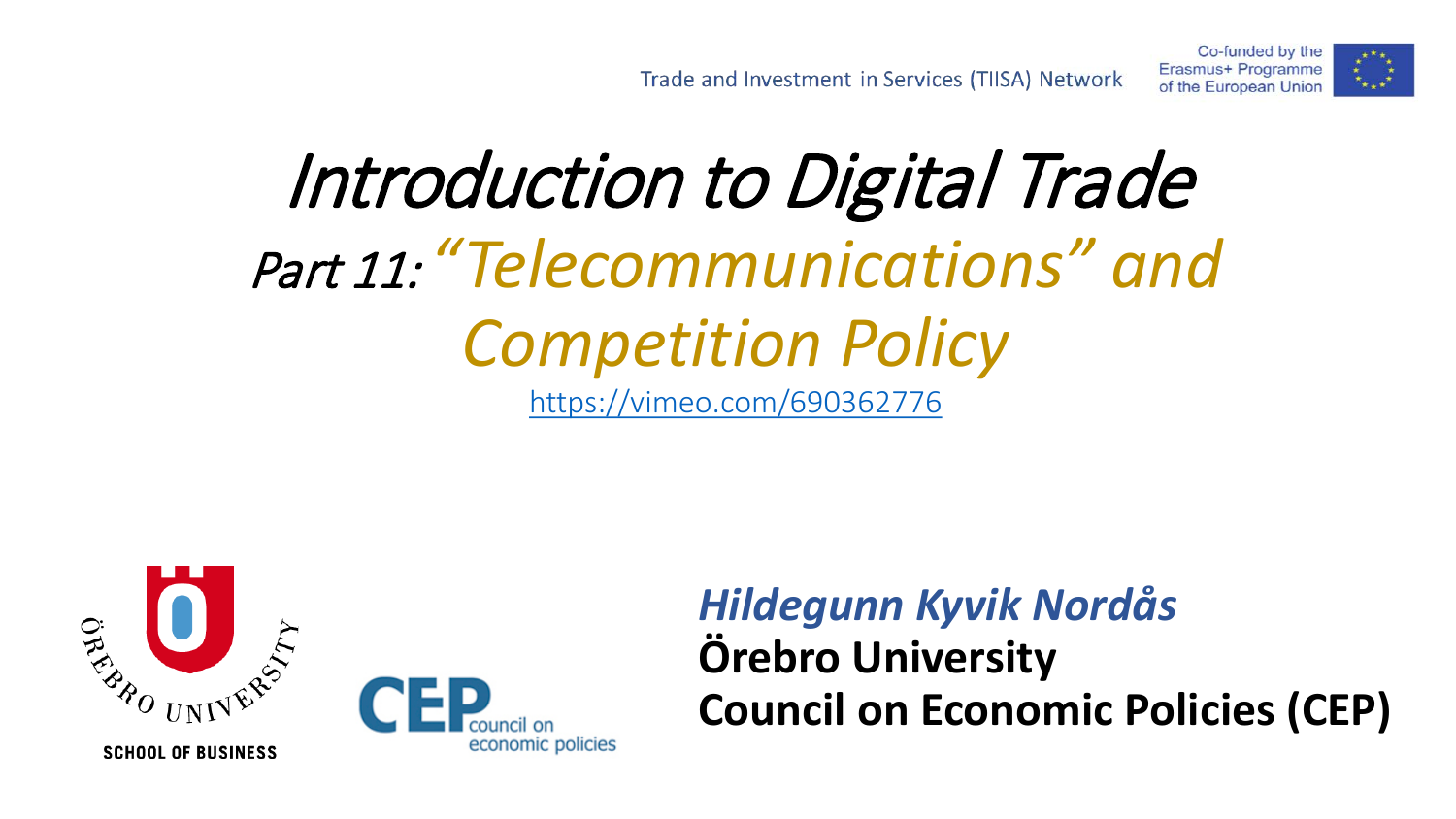Trade and Investment in Services (TIISA) Network

Co-funded by the Erasmus+ Programme of the European Union

# *Introduction to Digital Trade*

## *Part 11: "Telecommunications" and Competition Policy*

https://vimeo.com/690362776

ÖREBRO UNIVERSITY SCHOOL OF BUSINESS

CEP council on economic policies

***Hildegunn Kyvik Nordås***

**Örebro University**

**Council on Economic Policies (CEP)**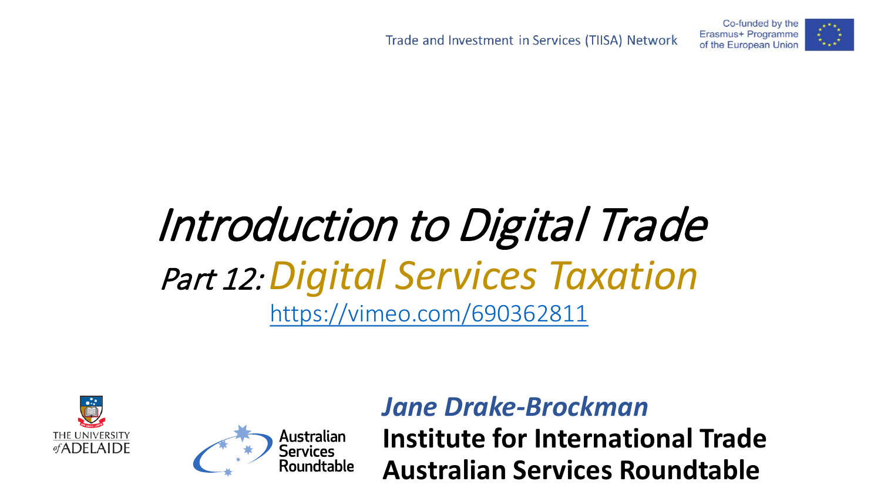Trade and Investment in Services (TIISA) Network

Co-funded by the Erasmus+ Programme of the European Union

# *Introduction to Digital Trade*

## *Part 12: Digital Services Taxation*

https://vimeo.com/690362811

THE UNIVERSITY *of* ADELAIDE

Australian Services Roundtable

***Jane Drake-Brockman***

**Institute for International Trade**

**Australian Services Roundtable**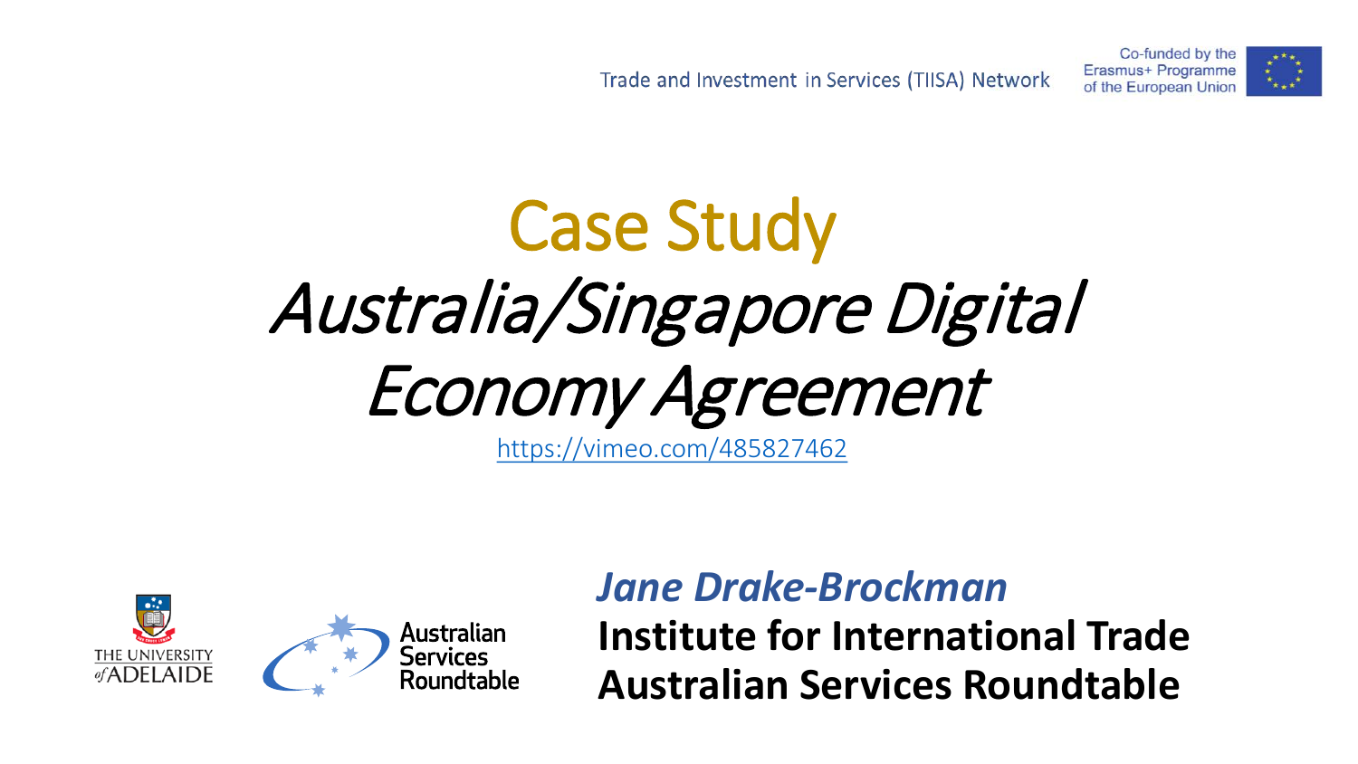Trade and Investment in Services (TIISA) Network

Co-funded by the Erasmus+ Programme of the European Union

# Case Study

# *Australia/Singapore Digital Economy Agreement*

https://vimeo.com/485827462

THE UNIVERSITY of ADELAIDE

Australian Services Roundtable

***Jane Drake-Brockman***

**Institute for International Trade**

**Australian Services Roundtable**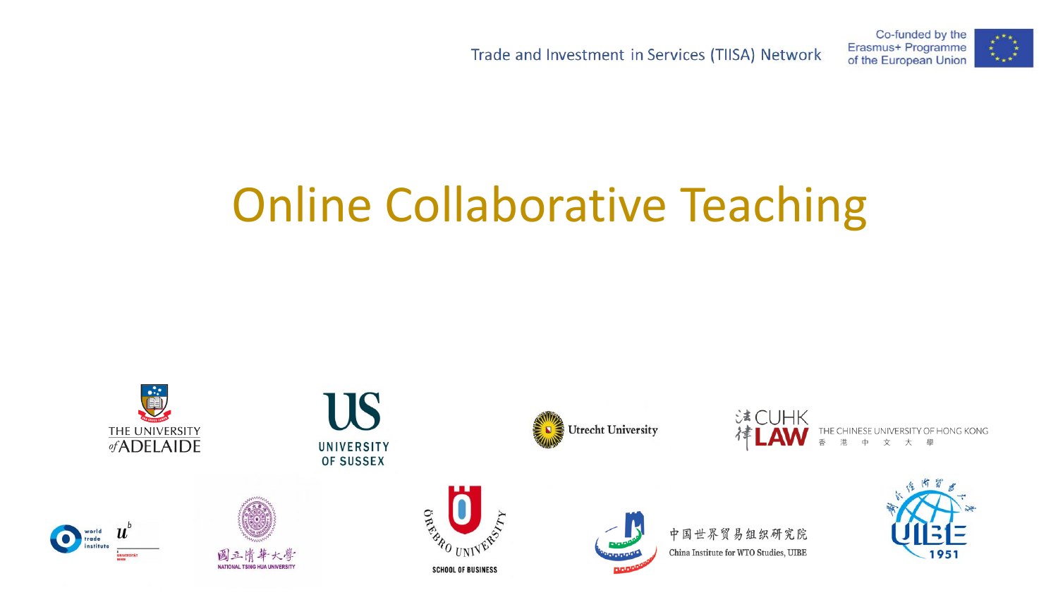Trade and Investment in Services (TIISA) Network

Co-funded by the Erasmus+ Programme of the European Union

# Online Collaborative Teaching

THE UNIVERSITY of ADELAIDE

UNIVERSITY OF SUSSEX

Utrecht University

CUHK LAW THE CHINESE UNIVERSITY OF HONG KONG 香港中文大學

world trade institute

國立清華大學 NATIONAL TSING HUA UNIVERSITY

ÖREBRO UNIVERSITY SCHOOL OF BUSINESS

中国世界贸易组织研究院 China Institute for WTO Studies, UIBE

UIBE 1951